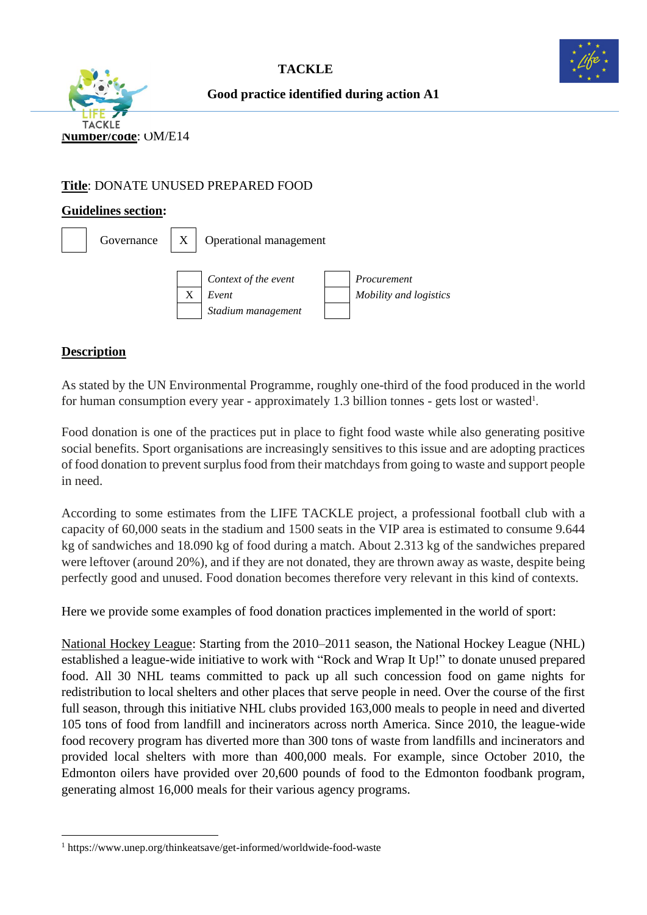# TACKLE

## Good practice identified during action A1

**Number/code**: OM/E14

**Title**: DONATE UNUSED PREPARED FOOD

**Guidelines section:**

| | Governance | X | Operational management | | |
|---|---|---|---|---|---|
| | | | *Context of the event* | | *Procurement* |
| | | X | *Event* | | *Mobility and logistics* |
| | | | *Stadium management* | | |

## Description

As stated by the UN Environmental Programme, roughly one-third of the food produced in the world for human consumption every year - approximately 1.3 billion tonnes - gets lost or wasted[1].

Food donation is one of the practices put in place to fight food waste while also generating positive social benefits. Sport organisations are increasingly sensitives to this issue and are adopting practices of food donation to prevent surplus food from their matchdays from going to waste and support people in need.

According to some estimates from the LIFE TACKLE project, a professional football club with a capacity of 60,000 seats in the stadium and 1500 seats in the VIP area is estimated to consume 9.644 kg of sandwiches and 18.090 kg of food during a match. About 2.313 kg of the sandwiches prepared were leftover (around 20%), and if they are not donated, they are thrown away as waste, despite being perfectly good and unused. Food donation becomes therefore very relevant in this kind of contexts.

Here we provide some examples of food donation practices implemented in the world of sport:

National Hockey League: Starting from the 2010–2011 season, the National Hockey League (NHL) established a league-wide initiative to work with "Rock and Wrap It Up!" to donate unused prepared food. All 30 NHL teams committed to pack up all such concession food on game nights for redistribution to local shelters and other places that serve people in need. Over the course of the first full season, through this initiative NHL clubs provided 163,000 meals to people in need and diverted 105 tons of food from landfill and incinerators across north America. Since 2010, the league-wide food recovery program has diverted more than 300 tons of waste from landfills and incinerators and provided local shelters with more than 400,000 meals. For example, since October 2010, the Edmonton oilers have provided over 20,600 pounds of food to the Edmonton foodbank program, generating almost 16,000 meals for their various agency programs.

---

[1] https://www.unep.org/thinkeatsave/get-informed/worldwide-food-waste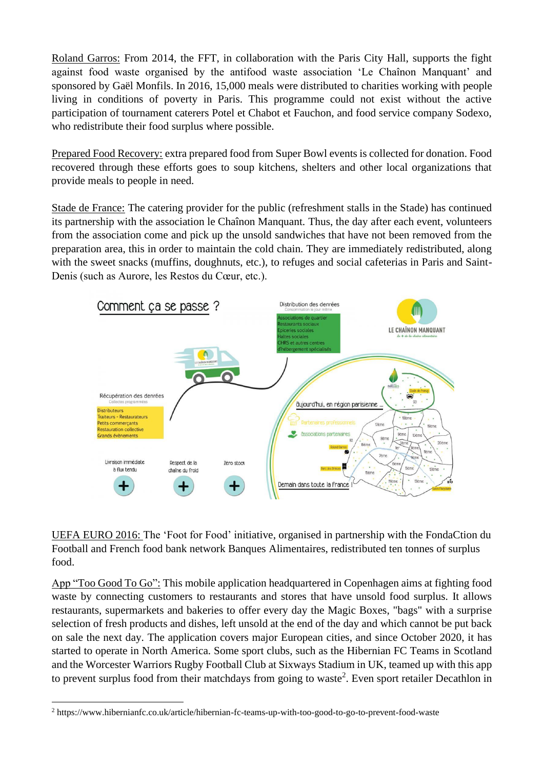Roland Garros: From 2014, the FFT, in collaboration with the Paris City Hall, supports the fight against food waste organised by the antifood waste association 'Le Chaînon Manquant' and sponsored by Gaël Monfils. In 2016, 15,000 meals were distributed to charities working with people living in conditions of poverty in Paris. This programme could not exist without the active participation of tournament caterers Potel et Chabot et Fauchon, and food service company Sodexo, who redistribute their food surplus where possible.

Prepared Food Recovery: extra prepared food from Super Bowl events is collected for donation. Food recovered through these efforts goes to soup kitchens, shelters and other local organizations that provide meals to people in need.

Stade de France: The catering provider for the public (refreshment stalls in the Stade) has continued its partnership with the association le Chaînon Manquant. Thus, the day after each event, volunteers from the association come and pick up the unsold sandwiches that have not been removed from the preparation area, this in order to maintain the cold chain. They are immediately redistributed, along with the sweet snacks (muffins, doughnuts, etc.), to refuges and social cafeterias in Paris and Saint-Denis (such as Aurore, les Restos du Cœur, etc.).

UEFA EURO 2016: The 'Foot for Food' initiative, organised in partnership with the FondaCtion du Football and French food bank network Banques Alimentaires, redistributed ten tonnes of surplus food.

App "Too Good To Go": This mobile application headquartered in Copenhagen aims at fighting food waste by connecting customers to restaurants and stores that have unsold food surplus. It allows restaurants, supermarkets and bakeries to offer every day the Magic Boxes, "bags" with a surprise selection of fresh products and dishes, left unsold at the end of the day and which cannot be put back on sale the next day. The application covers major European cities, and since October 2020, it has started to operate in North America. Some sport clubs, such as the Hibernian FC Teams in Scotland and the Worcester Warriors Rugby Football Club at Sixways Stadium in UK, teamed up with this app to prevent surplus food from their matchdays from going to waste[2]. Even sport retailer Decathlon in

[2] https://www.hibernianfc.co.uk/article/hibernian-fc-teams-up-with-too-good-to-go-to-prevent-food-waste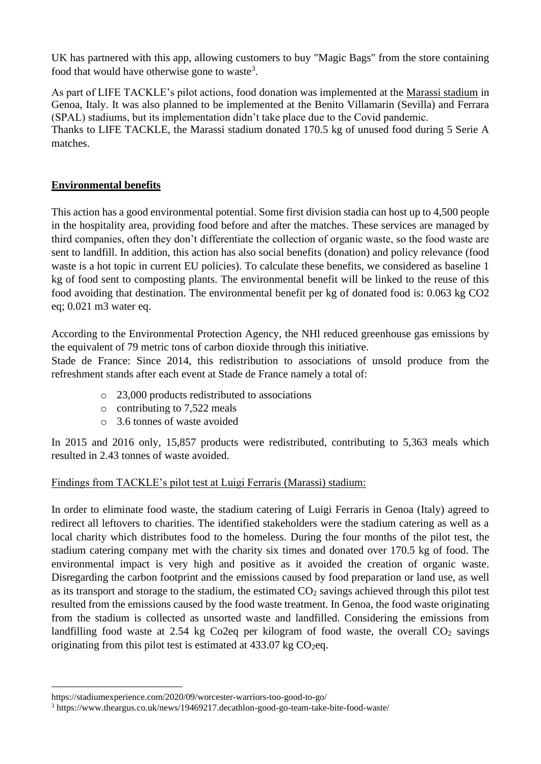UK has partnered with this app, allowing customers to buy "Magic Bags" from the store containing food that would have otherwise gone to waste[3].

As part of LIFE TACKLE's pilot actions, food donation was implemented at the Marassi stadium in Genoa, Italy. It was also planned to be implemented at the Benito Villamarin (Sevilla) and Ferrara (SPAL) stadiums, but its implementation didn't take place due to the Covid pandemic.
Thanks to LIFE TACKLE, the Marassi stadium donated 170.5 kg of unused food during 5 Serie A matches.

## Environmental benefits

This action has a good environmental potential. Some first division stadia can host up to 4,500 people in the hospitality area, providing food before and after the matches. These services are managed by third companies, often they don't differentiate the collection of organic waste, so the food waste are sent to landfill. In addition, this action has also social benefits (donation) and policy relevance (food waste is a hot topic in current EU policies). To calculate these benefits, we considered as baseline 1 kg of food sent to composting plants. The environmental benefit will be linked to the reuse of this food avoiding that destination. The environmental benefit per kg of donated food is: 0.063 kg CO2 eq; 0.021 m3 water eq.

According to the Environmental Protection Agency, the NHl reduced greenhouse gas emissions by the equivalent of 79 metric tons of carbon dioxide through this initiative.
Stade de France: Since 2014, this redistribution to associations of unsold produce from the refreshment stands after each event at Stade de France namely a total of:

- 23,000 products redistributed to associations
- contributing to 7,522 meals
- 3.6 tonnes of waste avoided

In 2015 and 2016 only, 15,857 products were redistributed, contributing to 5,363 meals which resulted in 2.43 tonnes of waste avoided.

Findings from TACKLE's pilot test at Luigi Ferraris (Marassi) stadium:

In order to eliminate food waste, the stadium catering of Luigi Ferraris in Genoa (Italy) agreed to redirect all leftovers to charities. The identified stakeholders were the stadium catering as well as a local charity which distributes food to the homeless. During the four months of the pilot test, the stadium catering company met with the charity six times and donated over 170.5 kg of food. The environmental impact is very high and positive as it avoided the creation of organic waste. Disregarding the carbon footprint and the emissions caused by food preparation or land use, as well as its transport and storage to the stadium, the estimated $CO_2$ savings achieved through this pilot test resulted from the emissions caused by the food waste treatment. In Genoa, the food waste originating from the stadium is collected as unsorted waste and landfilled. Considering the emissions from landfilling food waste at 2.54 kg Co2eq per kilogram of food waste, the overall $CO_2$ savings originating from this pilot test is estimated at 433.07 kg $CO_2$eq.

---

https://stadiumexperience.com/2020/09/worcester-warriors-too-good-to-go/

[3] https://www.theargus.co.uk/news/19469217.decathlon-good-go-team-take-bite-food-waste/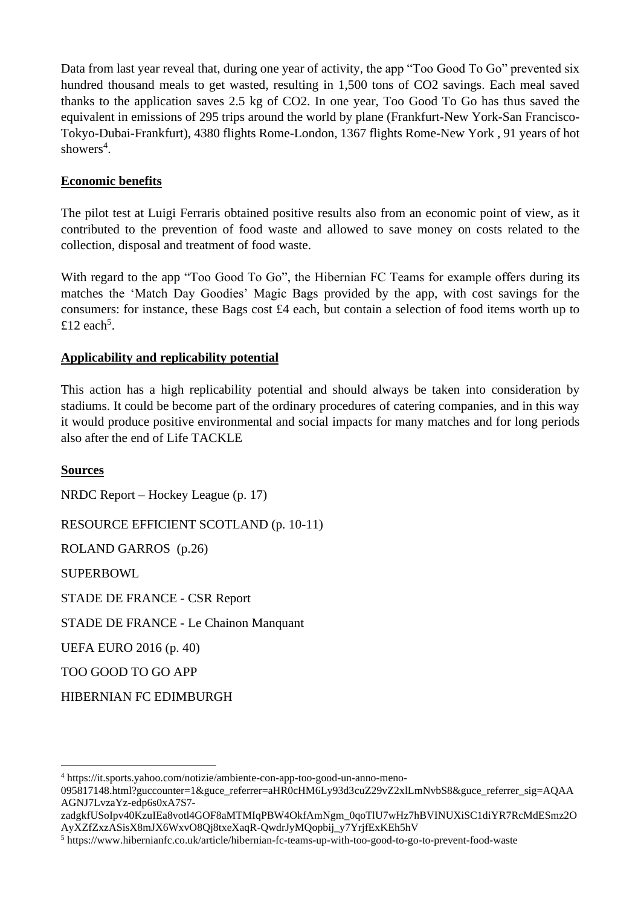Data from last year reveal that, during one year of activity, the app "Too Good To Go" prevented six hundred thousand meals to get wasted, resulting in 1,500 tons of $CO_2$ savings. Each meal saved thanks to the application saves 2.5 kg of $CO_2$. In one year, Too Good To Go has thus saved the equivalent in emissions of 295 trips around the world by plane (Frankfurt-New York-San Francisco-Tokyo-Dubai-Frankfurt), 4380 flights Rome-London, 1367 flights Rome-New York , 91 years of hot showers[4].

**Economic benefits**

The pilot test at Luigi Ferraris obtained positive results also from an economic point of view, as it contributed to the prevention of food waste and allowed to save money on costs related to the collection, disposal and treatment of food waste.

With regard to the app "Too Good To Go", the Hibernian FC Teams for example offers during its matches the 'Match Day Goodies' Magic Bags provided by the app, with cost savings for the consumers: for instance, these Bags cost £4 each, but contain a selection of food items worth up to £12 each[5].

**Applicability and replicability potential**

This action has a high replicability potential and should always be taken into consideration by stadiums. It could be become part of the ordinary procedures of catering companies, and in this way it would produce positive environmental and social impacts for many matches and for long periods also after the end of Life TACKLE

**Sources**

NRDC Report – Hockey League (p. 17)

RESOURCE EFFICIENT SCOTLAND (p. 10-11)

ROLAND GARROS (p.26)

SUPERBOWL

STADE DE FRANCE - CSR Report

STADE DE FRANCE - Le Chainon Manquant

UEFA EURO 2016 (p. 40)

TOO GOOD TO GO APP

HIBERNIAN FC EDIMBURGH

---

[4] https://it.sports.yahoo.com/notizie/ambiente-con-app-too-good-un-anno-meno-095817148.html?guccounter=1&guce_referrer=aHR0cHM6Ly93d3cuZ29vZ2xlLmNvbS8&guce_referrer_sig=AQAAAGNJ7LvzaYz-edp6s0xA7S7-zadgkfUSoIpv40KzuIEa8votl4GOF8aMTMIqPBW4OkfAmNgm_0qoTlU7wHz7hBVINUXiSC1diYR7RcMdESmz2OAyXZfZxzASisX8mJX6WxvO8Qj8txeXaqR-QwdrJyMQopbij_y7YrjfExKEh5hV

[5] https://www.hibernianfc.co.uk/article/hibernian-fc-teams-up-with-too-good-to-go-to-prevent-food-waste